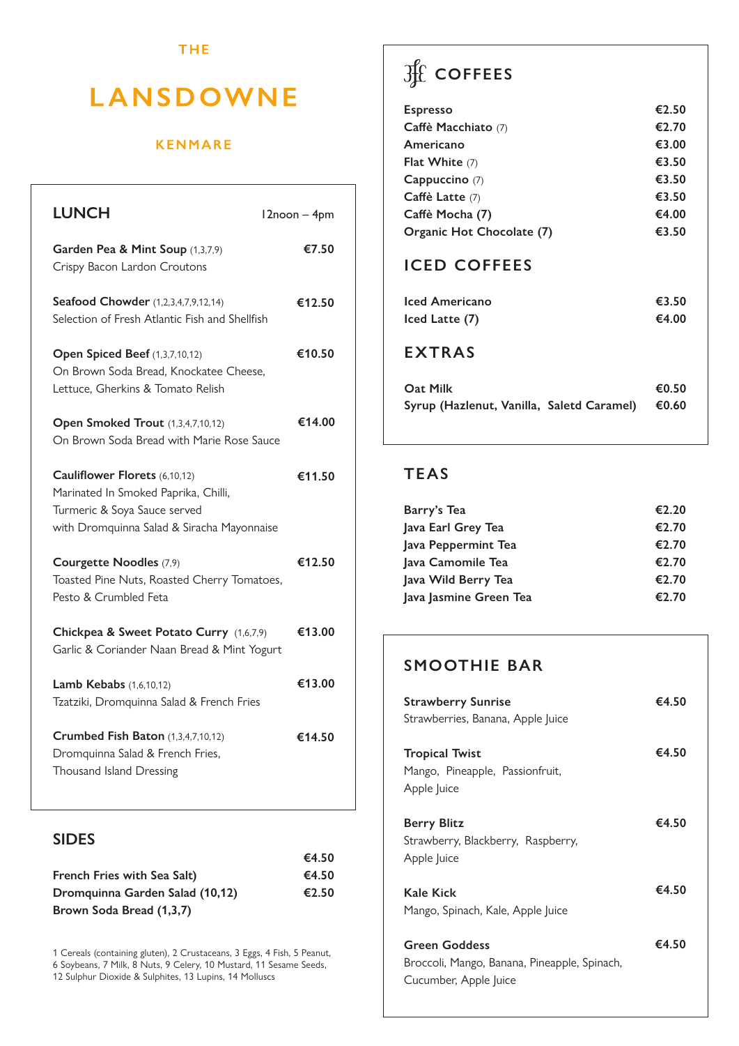THE

# LANSDOWNE

KENMARE

## LUNCH

12noon – 4pm

**Garden Pea & Mint Soup** (1,3,7,9) — **€7.50**
Crispy Bacon Lardon Croutons

**Seafood Chowder** (1,2,3,4,7,9,12,14) — **€12.50**
Selection of Fresh Atlantic Fish and Shellfish

**Open Spiced Beef** (1,3,7,10,12) — **€10.50**
On Brown Soda Bread, Knockatee Cheese, Lettuce, Gherkins & Tomato Relish

**Open Smoked Trout** (1,3,4,7,10,12) — **€14.00**
On Brown Soda Bread with Marie Rose Sauce

**Cauliflower Florets** (6,10,12) — **€11.50**
Marinated In Smoked Paprika, Chilli, Turmeric & Soya Sauce served with Dromquinna Salad & Siracha Mayonnaise

**Courgette Noodles** (7,9) — **€12.50**
Toasted Pine Nuts, Roasted Cherry Tomatoes, Pesto & Crumbled Feta

**Chickpea & Sweet Potato Curry** (1,6,7,9) — **€13.00**
Garlic & Coriander Naan Bread & Mint Yogurt

**Lamb Kebabs** (1,6,10,12) — **€13.00**
Tzatziki, Dromquinna Salad & French Fries

**Crumbed Fish Baton** (1,3,4,7,10,12) — **€14.50**
Dromquinna Salad & French Fries, Thousand Island Dressing

## SIDES

| | |
|---|---|
| | **€4.50** |
| **French Fries with Sea Salt)** | **€4.50** |
| **Dromquinna Garden Salad (10,12)** | **€2.50** |
| **Brown Soda Bread (1,3,7)** | |

1 Cereals (containing gluten), 2 Crustaceans, 3 Eggs, 4 Fish, 5 Peanut, 6 Soybeans, 7 Milk, 8 Nuts, 9 Celery, 10 Mustard, 11 Sesame Seeds, 12 Sulphur Dioxide & Sulphites, 13 Lupins, 14 Molluscs

## COFFEES

| | |
|---|---|
| **Espresso** | **€2.50** |
| **Caffè Macchiato** (7) | **€2.70** |
| **Americano** | **€3.00** |
| **Flat White** (7) | **€3.50** |
| **Cappuccino** (7) | **€3.50** |
| **Caffè Latte** (7) | **€3.50** |
| **Caffè Mocha (7)** | **€4.00** |
| **Organic Hot Chocolate (7)** | **€3.50** |

## ICED COFFEES

| | |
|---|---|
| **Iced Americano** | **€3.50** |
| **Iced Latte (7)** | **€4.00** |

## EXTRAS

| | |
|---|---|
| **Oat Milk** | **€0.50** |
| **Syrup (Hazlenut, Vanilla, Saletd Caramel)** | **€0.60** |

## TEAS

| | |
|---|---|
| **Barry's Tea** | **€2.20** |
| **Java Earl Grey Tea** | **€2.70** |
| **Java Peppermint Tea** | **€2.70** |
| **Java Camomile Tea** | **€2.70** |
| **Java Wild Berry Tea** | **€2.70** |
| **Java Jasmine Green Tea** | **€2.70** |

## SMOOTHIE BAR

**Strawberry Sunrise** — **€4.50**
Strawberries, Banana, Apple Juice

**Tropical Twist** — **€4.50**
Mango, Pineapple, Passionfruit, Apple Juice

**Berry Blitz** — **€4.50**
Strawberry, Blackberry, Raspberry, Apple Juice

**Kale Kick** — **€4.50**
Mango, Spinach, Kale, Apple Juice

**Green Goddess** — **€4.50**
Broccoli, Mango, Banana, Pineapple, Spinach, Cucumber, Apple Juice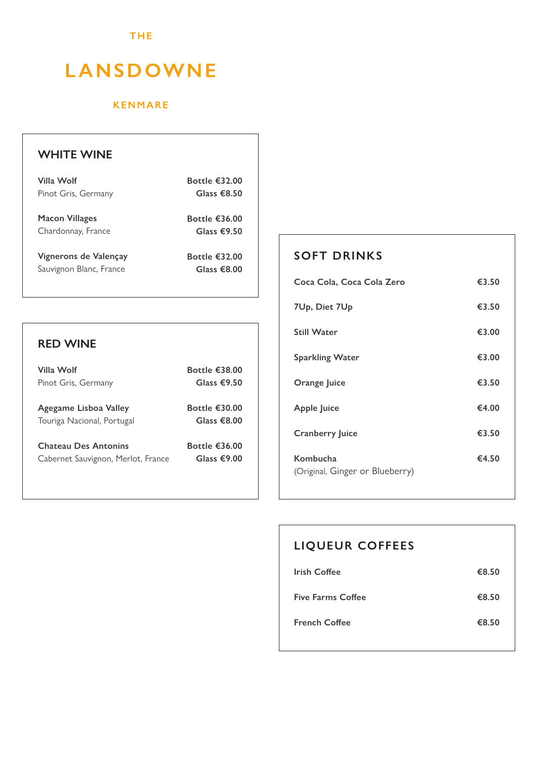THE

# LANSDOWNE

KENMARE

## WHITE WINE

**Villa Wolf** — **Bottle €32.00**
Pinot Gris, Germany — **Glass €8.50**

**Macon Villages** — **Bottle €36.00**
Chardonnay, France — **Glass €9.50**

**Vignerons de Valençay** — **Bottle €32.00**
Sauvignon Blanc, France — **Glass €8.00**

## RED WINE

**Villa Wolf** — **Bottle €38.00**
Pinot Gris, Germany — **Glass €9.50**

**Agegame Lisboa Valley** — **Bottle €30.00**
Touriga Nacional, Portugal — **Glass €8.00**

**Chateau Des Antonins** — **Bottle €36.00**
Cabernet Sauvignon, Merlot, France — **Glass €9.00**

## SOFT DRINKS

| | |
|---|---|
| **Coca Cola, Coca Cola Zero** | **€3.50** |
| **7Up, Diet 7Up** | **€3.50** |
| **Still Water** | **€3.00** |
| **Sparkling Water** | **€3.00** |
| **Orange Juice** | **€3.50** |
| **Apple Juice** | **€4.00** |
| **Cranberry Juice** | **€3.50** |
| **Kombucha** (Original, Ginger or Blueberry) | **€4.50** |

## LIQUEUR COFFEES

| | |
|---|---|
| **Irish Coffee** | **€8.50** |
| **Five Farms Coffee** | **€8.50** |
| **French Coffee** | **€8.50** |